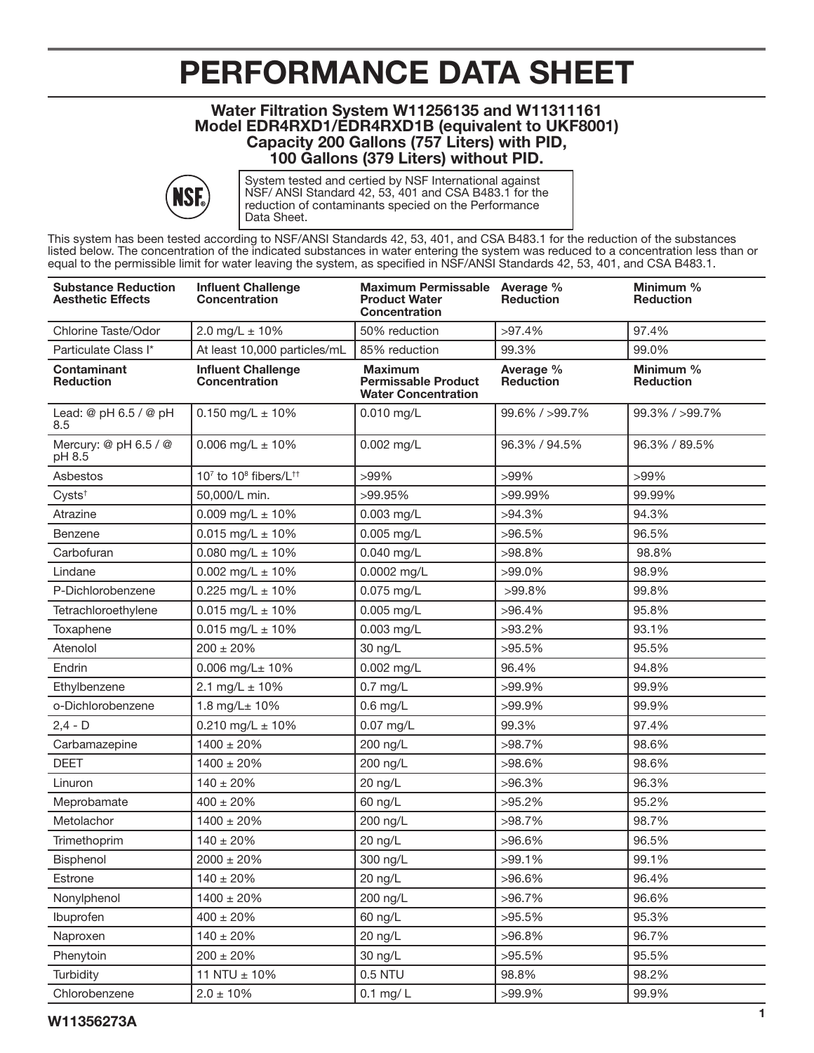# PERFORMANCE DATA SHEET

**Water Filtration System W11256135 and W11311161**
**Model EDR4RXD1/EDR4RXD1B (equivalent to UKF8001)**
**Capacity 200 Gallons (757 Liters) with PID,**
**100 Gallons (379 Liters) without PID.**

NSF

System tested and certied by NSF International against NSF/ ANSI Standard 42, 53, 401 and CSA B483.1 for the reduction of contaminants specied on the Performance Data Sheet.

This system has been tested according to NSF/ANSI Standards 42, 53, 401, and CSA B483.1 for the reduction of the substances listed below. The concentration of the indicated substances in water entering the system was reduced to a concentration less than or equal to the permissible limit for water leaving the system, as specified in NSF/ANSI Standards 42, 53, 401, and CSA B483.1.

| Substance Reduction Aesthetic Effects | Influent Challenge Concentration | Maximum Permissable Product Water Concentration | Average % Reduction | Minimum % Reduction |
|---|---|---|---|---|
| Chlorine Taste/Odor | 2.0 mg/L ± 10% | 50% reduction | >97.4% | 97.4% |
| Particulate Class I* | At least 10,000 particles/mL | 85% reduction | 99.3% | 99.0% |
| **Contaminant Reduction** | **Influent Challenge Concentration** | **Maximum Permissable Product Water Concentration** | **Average % Reduction** | **Minimum % Reduction** |
| Lead: @ pH 6.5 / @ pH 8.5 | 0.150 mg/L ± 10% | 0.010 mg/L | 99.6% / >99.7% | 99.3% / >99.7% |
| Mercury: @ pH 6.5 / @ pH 8.5 | 0.006 mg/L ± 10% | 0.002 mg/L | 96.3% / 94.5% | 96.3% / 89.5% |
| Asbestos | $10^7$ to $10^8$ fibers/L[††] | >99% | >99% | >99% |
| Cysts[†] | 50,000/L min. | >99.95% | >99.99% | 99.99% |
| Atrazine | 0.009 mg/L ± 10% | 0.003 mg/L | >94.3% | 94.3% |
| Benzene | 0.015 mg/L ± 10% | 0.005 mg/L | >96.5% | 96.5% |
| Carbofuran | 0.080 mg/L ± 10% | 0.040 mg/L | >98.8% | 98.8% |
| Lindane | 0.002 mg/L ± 10% | 0.0002 mg/L | >99.0% | 98.9% |
| P-Dichlorobenzene | 0.225 mg/L ± 10% | 0.075 mg/L | >99.8% | 99.8% |
| Tetrachloroethylene | 0.015 mg/L ± 10% | 0.005 mg/L | >96.4% | 95.8% |
| Toxaphene | 0.015 mg/L ± 10% | 0.003 mg/L | >93.2% | 93.1% |
| Atenolol | 200 ± 20% | 30 ng/L | >95.5% | 95.5% |
| Endrin | 0.006 mg/L± 10% | 0.002 mg/L | 96.4% | 94.8% |
| Ethylbenzene | 2.1 mg/L ± 10% | 0.7 mg/L | >99.9% | 99.9% |
| o-Dichlorobenzene | 1.8 mg/L± 10% | 0.6 mg/L | >99.9% | 99.9% |
| 2,4 - D | 0.210 mg/L ± 10% | 0.07 mg/L | 99.3% | 97.4% |
| Carbamazepine | 1400 ± 20% | 200 ng/L | >98.7% | 98.6% |
| DEET | 1400 ± 20% | 200 ng/L | >98.6% | 98.6% |
| Linuron | 140 ± 20% | 20 ng/L | >96.3% | 96.3% |
| Meprobamate | 400 ± 20% | 60 ng/L | >95.2% | 95.2% |
| Metolachor | 1400 ± 20% | 200 ng/L | >98.7% | 98.7% |
| Trimethoprim | 140 ± 20% | 20 ng/L | >96.6% | 96.5% |
| Bisphenol | 2000 ± 20% | 300 ng/L | >99.1% | 99.1% |
| Estrone | 140 ± 20% | 20 ng/L | >96.6% | 96.4% |
| Nonylphenol | 1400 ± 20% | 200 ng/L | >96.7% | 96.6% |
| Ibuprofen | 400 ± 20% | 60 ng/L | >95.5% | 95.3% |
| Naproxen | 140 ± 20% | 20 ng/L | >96.8% | 96.7% |
| Phenytoin | 200 ± 20% | 30 ng/L | >95.5% | 95.5% |
| Turbidity | 11 NTU ± 10% | 0.5 NTU | 98.8% | 98.2% |
| Chlorobenzene | 2.0 ± 10% | 0.1 mg/ L | >99.9% | 99.9% |

W11356273A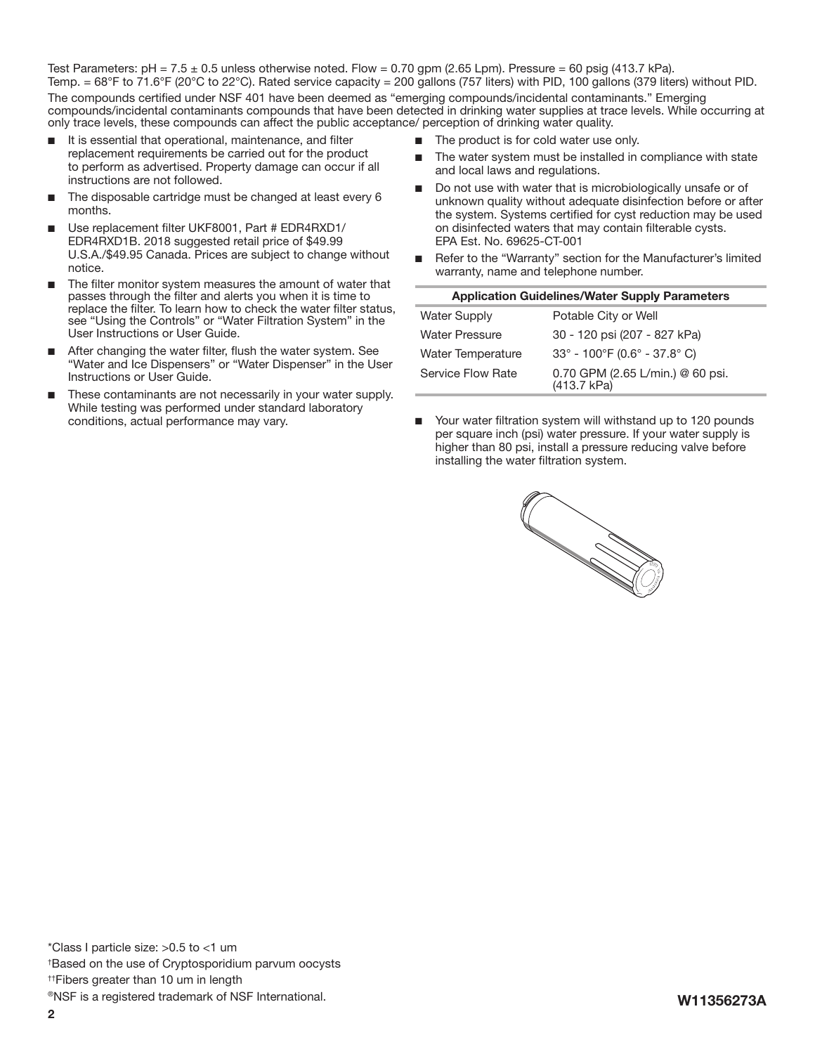Test Parameters: pH = 7.5 ± 0.5 unless otherwise noted. Flow = 0.70 gpm (2.65 Lpm). Pressure = 60 psig (413.7 kPa). Temp. = 68°F to 71.6°F (20°C to 22°C). Rated service capacity = 200 gallons (757 liters) with PID, 100 gallons (379 liters) without PID.

The compounds certified under NSF 401 have been deemed as "emerging compounds/incidental contaminants." Emerging compounds/incidental contaminants compounds that have been detected in drinking water supplies at trace levels. While occurring at only trace levels, these compounds can affect the public acceptance/ perception of drinking water quality.

- It is essential that operational, maintenance, and filter replacement requirements be carried out for the product to perform as advertised. Property damage can occur if all instructions are not followed.
- The disposable cartridge must be changed at least every 6 months.
- Use replacement filter UKF8001, Part # EDR4RXD1/ EDR4RXD1B. 2018 suggested retail price of $49.99 U.S.A./$49.95 Canada. Prices are subject to change without notice.
- The filter monitor system measures the amount of water that passes through the filter and alerts you when it is time to replace the filter. To learn how to check the water filter status, see "Using the Controls" or "Water Filtration System" in the User Instructions or User Guide.
- After changing the water filter, flush the water system. See "Water and Ice Dispensers" or "Water Dispenser" in the User Instructions or User Guide.
- These contaminants are not necessarily in your water supply. While testing was performed under standard laboratory conditions, actual performance may vary.
- The product is for cold water use only.
- The water system must be installed in compliance with state and local laws and regulations.
- Do not use with water that is microbiologically unsafe or of unknown quality without adequate disinfection before or after the system. Systems certified for cyst reduction may be used on disinfected waters that may contain filterable cysts. EPA Est. No. 69625-CT-001
- Refer to the "Warranty" section for the Manufacturer's limited warranty, name and telephone number.

| Application Guidelines/Water Supply Parameters | |
|---|---|
| Water Supply | Potable City or Well |
| Water Pressure | 30 - 120 psi (207 - 827 kPa) |
| Water Temperature | 33° - 100°F (0.6° - 37.8° C) |
| Service Flow Rate | 0.70 GPM (2.65 L/min.) @ 60 psi. (413.7 kPa) |

- Your water filtration system will withstand up to 120 pounds per square inch (psi) water pressure. If your water supply is higher than 80 psi, install a pressure reducing valve before installing the water filtration system.

*Class I particle size: >0.5 to <1 um

†Based on the use of Cryptosporidium parvum oocysts

††Fibers greater than 10 um in length

®NSF is a registered trademark of NSF International.

W11356273A